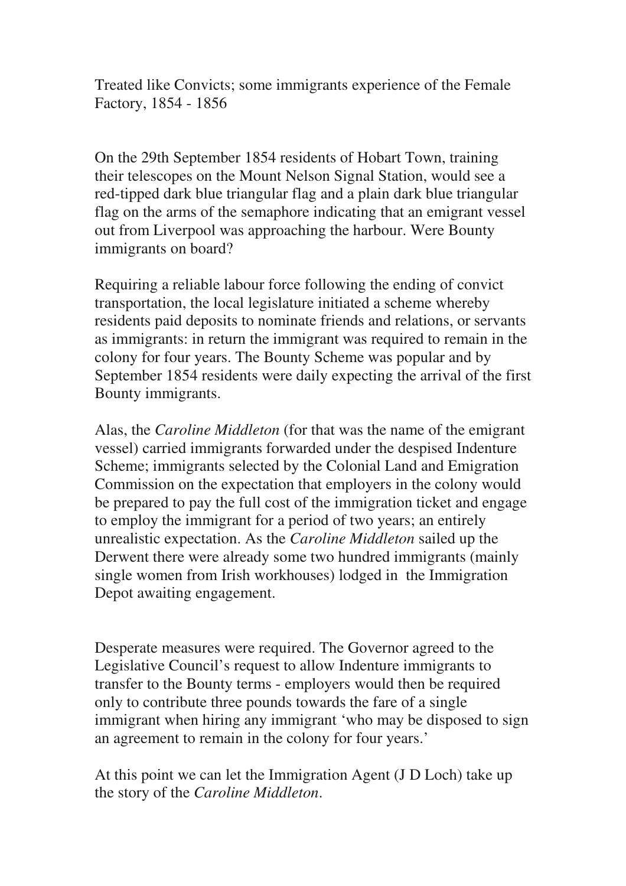# Treated like Convicts; some immigrants experience of the Female Factory, 1854 - 1856

On the 29th September 1854 residents of Hobart Town, training their telescopes on the Mount Nelson Signal Station, would see a red-tipped dark blue triangular flag and a plain dark blue triangular flag on the arms of the semaphore indicating that an emigrant vessel out from Liverpool was approaching the harbour. Were Bounty immigrants on board?

Requiring a reliable labour force following the ending of convict transportation, the local legislature initiated a scheme whereby residents paid deposits to nominate friends and relations, or servants as immigrants: in return the immigrant was required to remain in the colony for four years. The Bounty Scheme was popular and by September 1854 residents were daily expecting the arrival of the first Bounty immigrants.

Alas, the *Caroline Middleton* (for that was the name of the emigrant vessel) carried immigrants forwarded under the despised Indenture Scheme; immigrants selected by the Colonial Land and Emigration Commission on the expectation that employers in the colony would be prepared to pay the full cost of the immigration ticket and engage to employ the immigrant for a period of two years; an entirely unrealistic expectation. As the *Caroline Middleton* sailed up the Derwent there were already some two hundred immigrants (mainly single women from Irish workhouses) lodged in the Immigration Depot awaiting engagement.

Desperate measures were required. The Governor agreed to the Legislative Council's request to allow Indenture immigrants to transfer to the Bounty terms - employers would then be required only to contribute three pounds towards the fare of a single immigrant when hiring any immigrant 'who may be disposed to sign an agreement to remain in the colony for four years.'

At this point we can let the Immigration Agent (J D Loch) take up the story of the *Caroline Middleton*.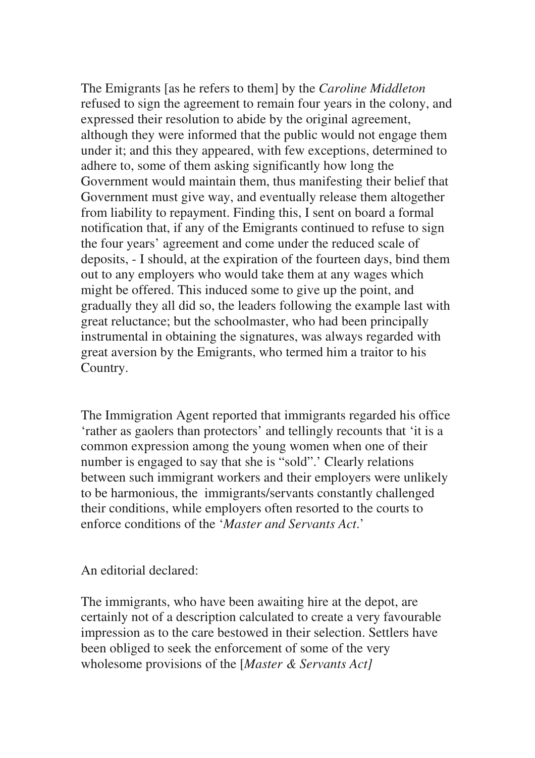The Emigrants [as he refers to them] by the *Caroline Middleton* refused to sign the agreement to remain four years in the colony, and expressed their resolution to abide by the original agreement, although they were informed that the public would not engage them under it; and this they appeared, with few exceptions, determined to adhere to, some of them asking significantly how long the Government would maintain them, thus manifesting their belief that Government must give way, and eventually release them altogether from liability to repayment. Finding this, I sent on board a formal notification that, if any of the Emigrants continued to refuse to sign the four years' agreement and come under the reduced scale of deposits, - I should, at the expiration of the fourteen days, bind them out to any employers who would take them at any wages which might be offered. This induced some to give up the point, and gradually they all did so, the leaders following the example last with great reluctance; but the schoolmaster, who had been principally instrumental in obtaining the signatures, was always regarded with great aversion by the Emigrants, who termed him a traitor to his Country.

The Immigration Agent reported that immigrants regarded his office 'rather as gaolers than protectors' and tellingly recounts that 'it is a common expression among the young women when one of their number is engaged to say that she is "sold".' Clearly relations between such immigrant workers and their employers were unlikely to be harmonious, the immigrants/servants constantly challenged their conditions, while employers often resorted to the courts to enforce conditions of the '*Master and Servants Act*.'

An editorial declared:

The immigrants, who have been awaiting hire at the depot, are certainly not of a description calculated to create a very favourable impression as to the care bestowed in their selection. Settlers have been obliged to seek the enforcement of some of the very wholesome provisions of the [*Master & Servants Act]*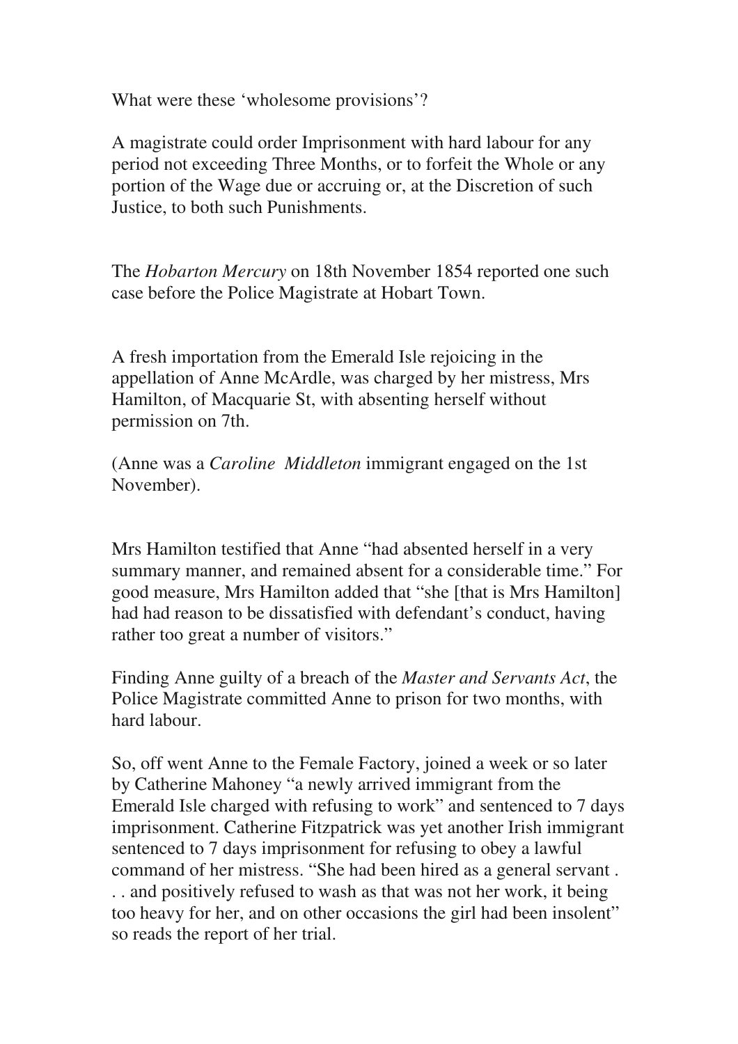What were these 'wholesome provisions'?

A magistrate could order Imprisonment with hard labour for any period not exceeding Three Months, or to forfeit the Whole or any portion of the Wage due or accruing or, at the Discretion of such Justice, to both such Punishments.

The *Hobarton Mercury* on 18th November 1854 reported one such case before the Police Magistrate at Hobart Town.

A fresh importation from the Emerald Isle rejoicing in the appellation of Anne McArdle, was charged by her mistress, Mrs Hamilton, of Macquarie St, with absenting herself without permission on 7th.

(Anne was a *Caroline Middleton* immigrant engaged on the 1st November).

Mrs Hamilton testified that Anne "had absented herself in a very summary manner, and remained absent for a considerable time." For good measure, Mrs Hamilton added that "she [that is Mrs Hamilton] had had reason to be dissatisfied with defendant's conduct, having rather too great a number of visitors."

Finding Anne guilty of a breach of the *Master and Servants Act*, the Police Magistrate committed Anne to prison for two months, with hard labour.

So, off went Anne to the Female Factory, joined a week or so later by Catherine Mahoney "a newly arrived immigrant from the Emerald Isle charged with refusing to work" and sentenced to 7 days imprisonment. Catherine Fitzpatrick was yet another Irish immigrant sentenced to 7 days imprisonment for refusing to obey a lawful command of her mistress. "She had been hired as a general servant . . . and positively refused to wash as that was not her work, it being too heavy for her, and on other occasions the girl had been insolent" so reads the report of her trial.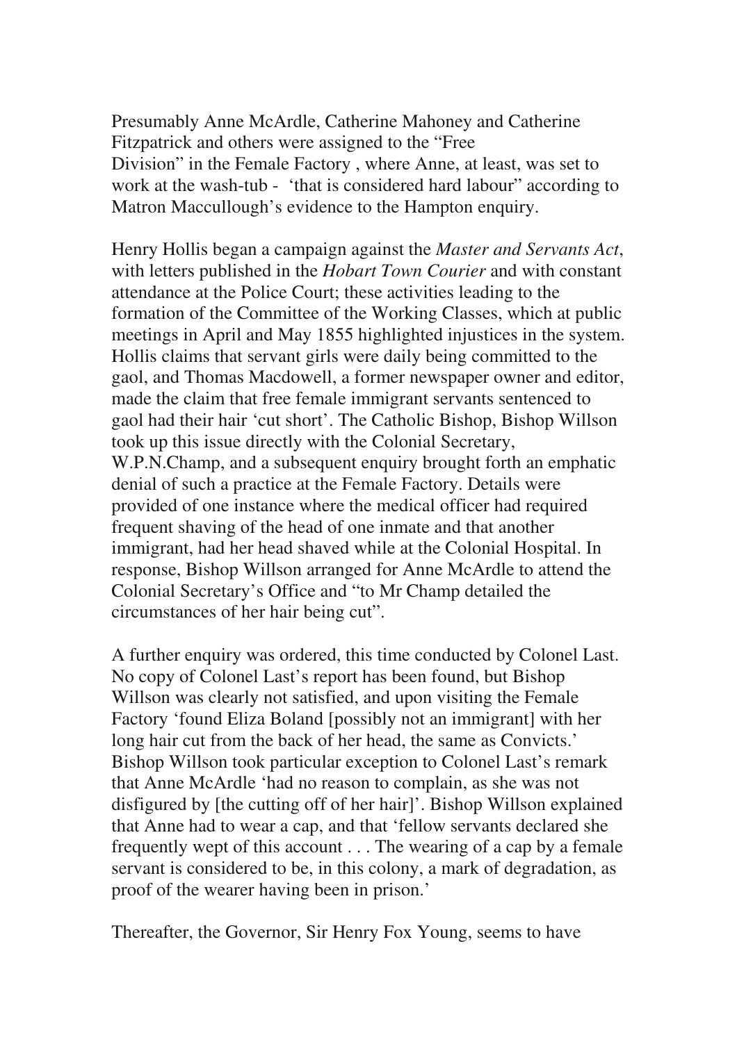Presumably Anne McArdle, Catherine Mahoney and Catherine Fitzpatrick and others were assigned to the "Free Division" in the Female Factory , where Anne, at least, was set to work at the wash-tub - 'that is considered hard labour" according to Matron Maccullough's evidence to the Hampton enquiry.

Henry Hollis began a campaign against the *Master and Servants Act*, with letters published in the *Hobart Town Courier* and with constant attendance at the Police Court; these activities leading to the formation of the Committee of the Working Classes, which at public meetings in April and May 1855 highlighted injustices in the system. Hollis claims that servant girls were daily being committed to the gaol, and Thomas Macdowell, a former newspaper owner and editor, made the claim that free female immigrant servants sentenced to gaol had their hair 'cut short'. The Catholic Bishop, Bishop Willson took up this issue directly with the Colonial Secretary, W.P.N.Champ, and a subsequent enquiry brought forth an emphatic denial of such a practice at the Female Factory. Details were provided of one instance where the medical officer had required frequent shaving of the head of one inmate and that another immigrant, had her head shaved while at the Colonial Hospital. In response, Bishop Willson arranged for Anne McArdle to attend the Colonial Secretary's Office and "to Mr Champ detailed the circumstances of her hair being cut".

A further enquiry was ordered, this time conducted by Colonel Last. No copy of Colonel Last's report has been found, but Bishop Willson was clearly not satisfied, and upon visiting the Female Factory 'found Eliza Boland [possibly not an immigrant] with her long hair cut from the back of her head, the same as Convicts.' Bishop Willson took particular exception to Colonel Last's remark that Anne McArdle 'had no reason to complain, as she was not disfigured by [the cutting off of her hair]'. Bishop Willson explained that Anne had to wear a cap, and that 'fellow servants declared she frequently wept of this account . . . The wearing of a cap by a female servant is considered to be, in this colony, a mark of degradation, as proof of the wearer having been in prison.'

Thereafter, the Governor, Sir Henry Fox Young, seems to have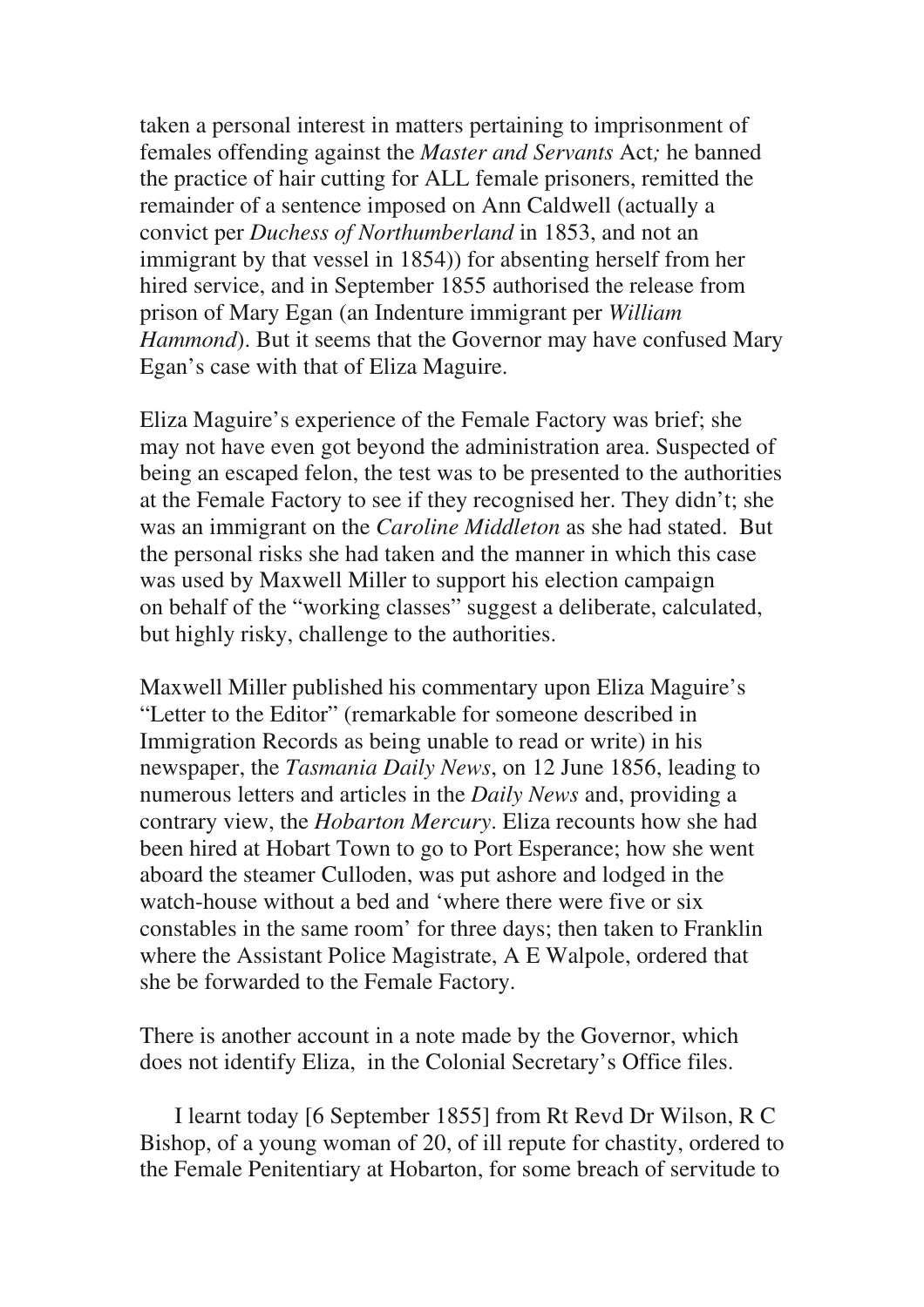taken a personal interest in matters pertaining to imprisonment of females offending against the *Master and Servants* Act*;* he banned the practice of hair cutting for ALL female prisoners, remitted the remainder of a sentence imposed on Ann Caldwell (actually a convict per *Duchess of Northumberland* in 1853, and not an immigrant by that vessel in 1854)) for absenting herself from her hired service, and in September 1855 authorised the release from prison of Mary Egan (an Indenture immigrant per *William Hammond*). But it seems that the Governor may have confused Mary Egan's case with that of Eliza Maguire.

Eliza Maguire's experience of the Female Factory was brief; she may not have even got beyond the administration area. Suspected of being an escaped felon, the test was to be presented to the authorities at the Female Factory to see if they recognised her. They didn't; she was an immigrant on the *Caroline Middleton* as she had stated. But the personal risks she had taken and the manner in which this case was used by Maxwell Miller to support his election campaign on behalf of the "working classes" suggest a deliberate, calculated, but highly risky, challenge to the authorities.

Maxwell Miller published his commentary upon Eliza Maguire's "Letter to the Editor" (remarkable for someone described in Immigration Records as being unable to read or write) in his newspaper, the *Tasmania Daily News*, on 12 June 1856, leading to numerous letters and articles in the *Daily News* and, providing a contrary view, the *Hobarton Mercury*. Eliza recounts how she had been hired at Hobart Town to go to Port Esperance; how she went aboard the steamer Culloden, was put ashore and lodged in the watch-house without a bed and 'where there were five or six constables in the same room' for three days; then taken to Franklin where the Assistant Police Magistrate, A E Walpole, ordered that she be forwarded to the Female Factory.

There is another account in a note made by the Governor, which does not identify Eliza, in the Colonial Secretary's Office files.

> I learnt today [6 September 1855] from Rt Revd Dr Wilson, R C Bishop, of a young woman of 20, of ill repute for chastity, ordered to the Female Penitentiary at Hobarton, for some breach of servitude to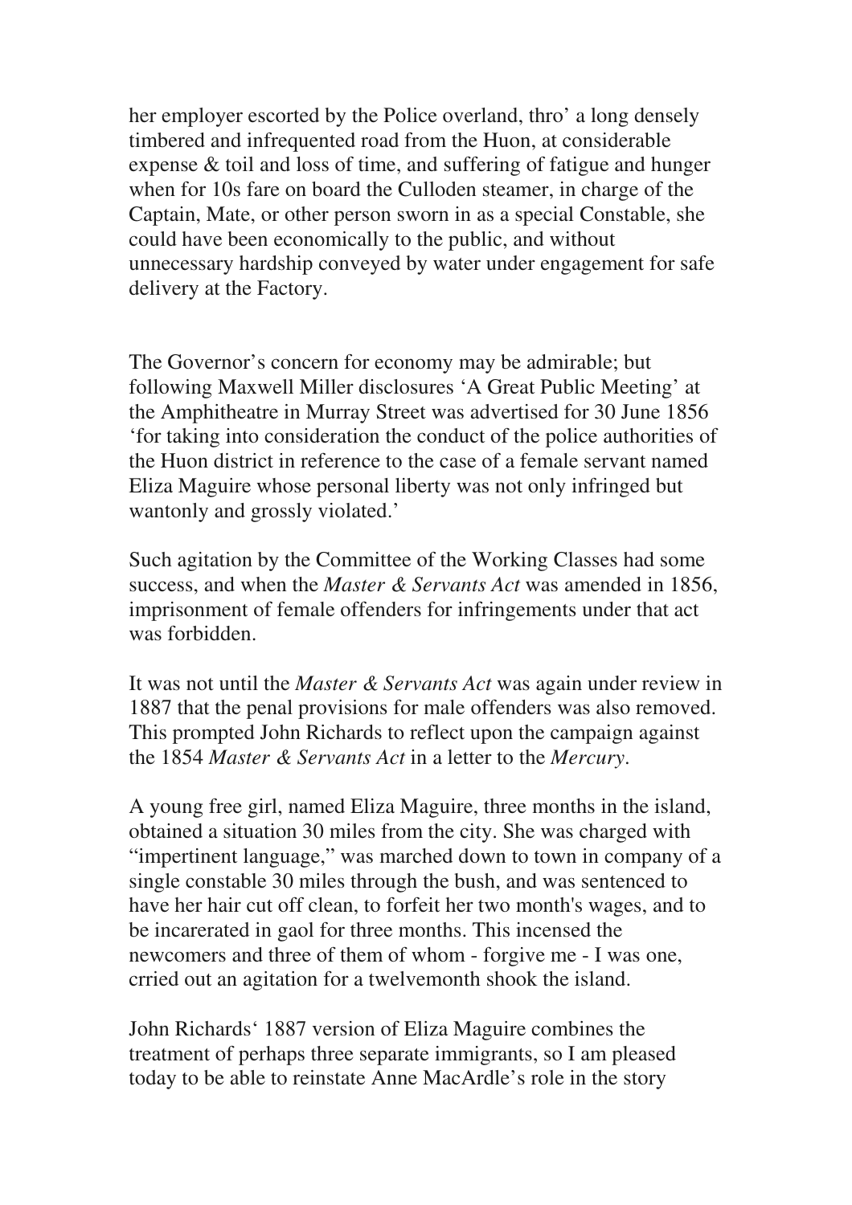her employer escorted by the Police overland, thro' a long densely timbered and infrequented road from the Huon, at considerable expense & toil and loss of time, and suffering of fatigue and hunger when for 10s fare on board the Culloden steamer, in charge of the Captain, Mate, or other person sworn in as a special Constable, she could have been economically to the public, and without unnecessary hardship conveyed by water under engagement for safe delivery at the Factory.

The Governor's concern for economy may be admirable; but following Maxwell Miller disclosures 'A Great Public Meeting' at the Amphitheatre in Murray Street was advertised for 30 June 1856 'for taking into consideration the conduct of the police authorities of the Huon district in reference to the case of a female servant named Eliza Maguire whose personal liberty was not only infringed but wantonly and grossly violated.'

Such agitation by the Committee of the Working Classes had some success, and when the *Master & Servants Act* was amended in 1856, imprisonment of female offenders for infringements under that act was forbidden.

It was not until the *Master & Servants Act* was again under review in 1887 that the penal provisions for male offenders was also removed. This prompted John Richards to reflect upon the campaign against the 1854 *Master & Servants Act* in a letter to the *Mercury*.

A young free girl, named Eliza Maguire, three months in the island, obtained a situation 30 miles from the city. She was charged with "impertinent language," was marched down to town in company of a single constable 30 miles through the bush, and was sentenced to have her hair cut off clean, to forfeit her two month's wages, and to be incarerated in gaol for three months. This incensed the newcomers and three of them of whom - forgive me - I was one, crried out an agitation for a twelvemonth shook the island.

John Richards' 1887 version of Eliza Maguire combines the treatment of perhaps three separate immigrants, so I am pleased today to be able to reinstate Anne MacArdle's role in the story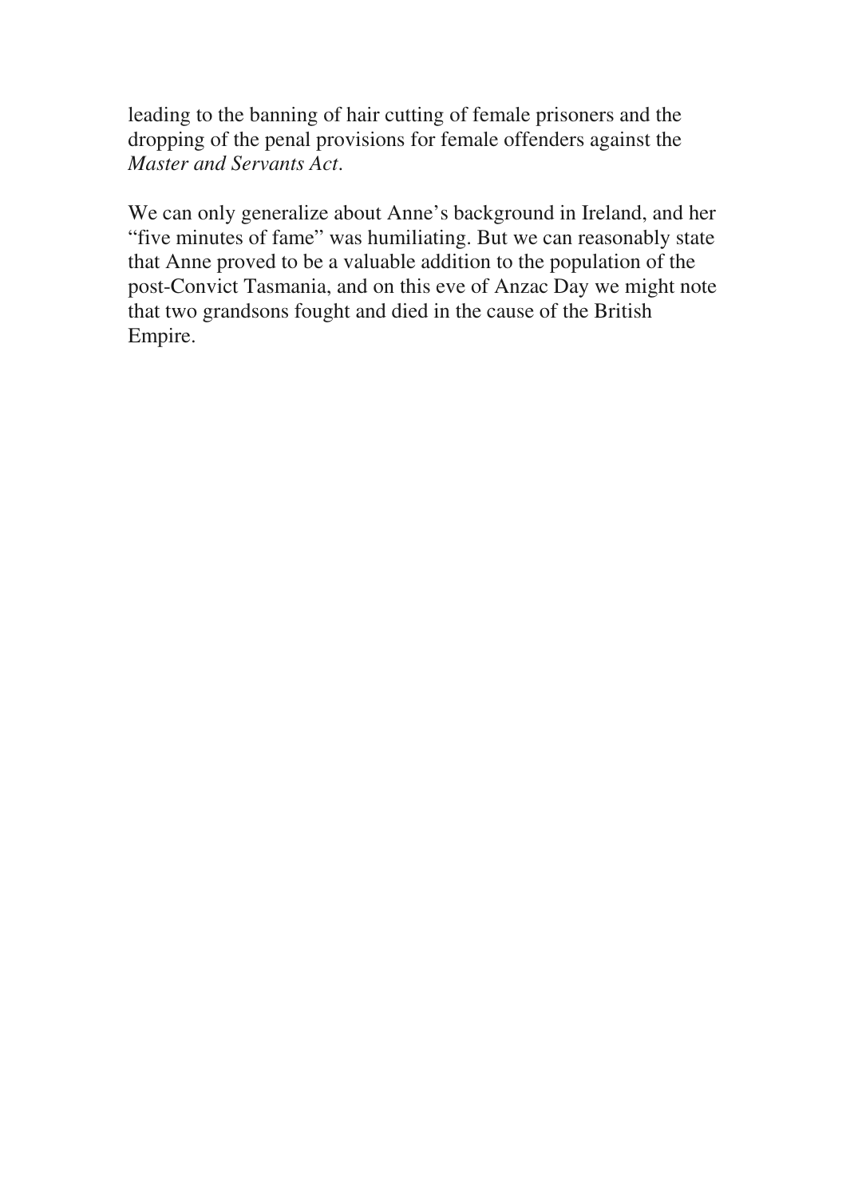leading to the banning of hair cutting of female prisoners and the dropping of the penal provisions for female offenders against the *Master and Servants Act*.

We can only generalize about Anne's background in Ireland, and her "five minutes of fame" was humiliating. But we can reasonably state that Anne proved to be a valuable addition to the population of the post-Convict Tasmania, and on this eve of Anzac Day we might note that two grandsons fought and died in the cause of the British Empire.